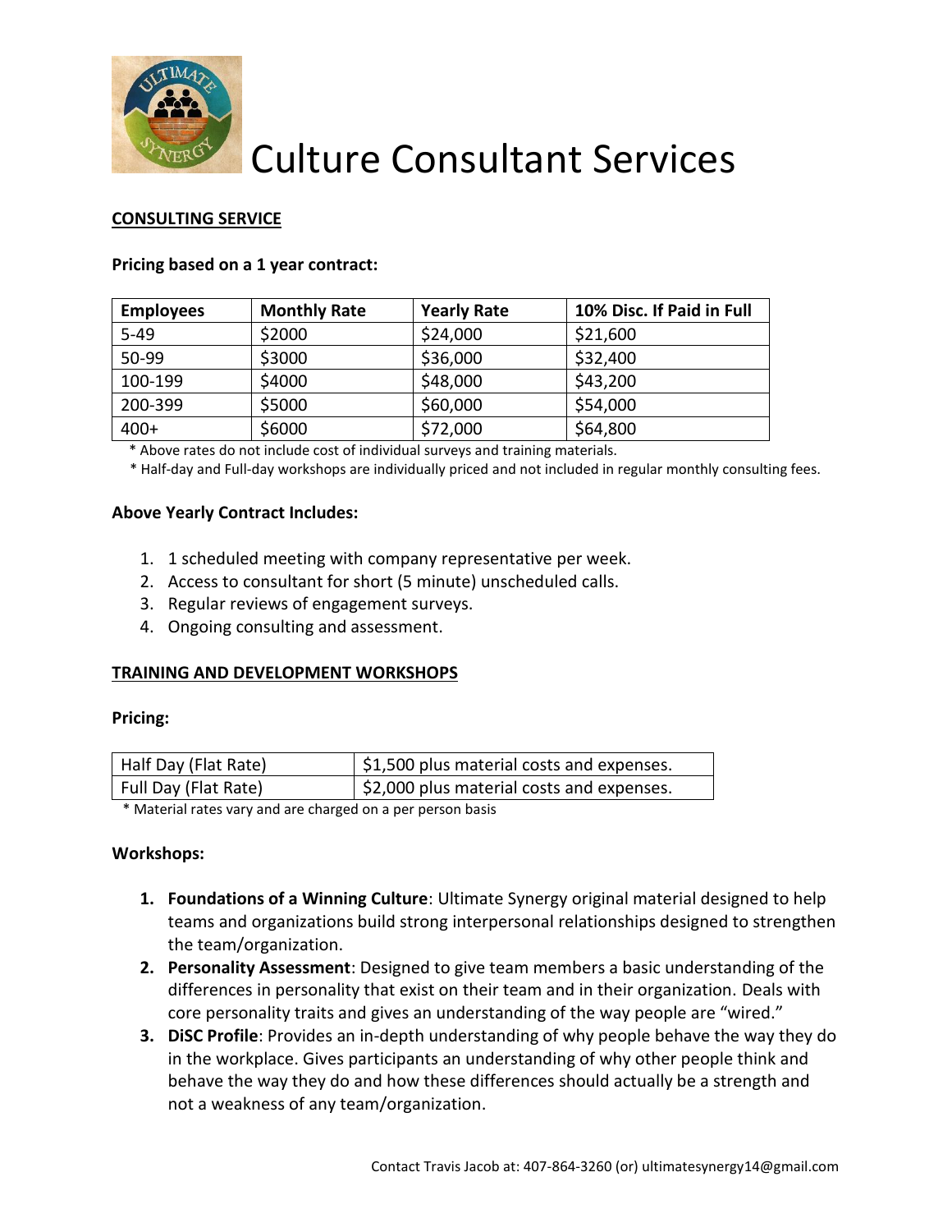# Culture Consultant Services

## CONSULTING SERVICE

**Pricing based on a 1 year contract:**

| Employees | Monthly Rate | Yearly Rate | 10% Disc. If Paid in Full |
|---|---|---|---|
| 5-49 | $2000 | $24,000 | $21,600 |
| 50-99 | $3000 | $36,000 | $32,400 |
| 100-199 | $4000 | $48,000 | $43,200 |
| 200-399 | $5000 | $60,000 | $54,000 |
| 400+ | $6000 | $72,000 | $64,800 |

* Above rates do not include cost of individual surveys and training materials.
* Half-day and Full-day workshops are individually priced and not included in regular monthly consulting fees.

**Above Yearly Contract Includes:**

1. 1 scheduled meeting with company representative per week.
2. Access to consultant for short (5 minute) unscheduled calls.
3. Regular reviews of engagement surveys.
4. Ongoing consulting and assessment.

## TRAINING AND DEVELOPMENT WORKSHOPS

**Pricing:**

| Half Day (Flat Rate) | $1,500 plus material costs and expenses. |
|---|---|
| Full Day (Flat Rate) | $2,000 plus material costs and expenses. |

* Material rates vary and are charged on a per person basis

**Workshops:**

1. **Foundations of a Winning Culture**: Ultimate Synergy original material designed to help teams and organizations build strong interpersonal relationships designed to strengthen the team/organization.
2. **Personality Assessment**: Designed to give team members a basic understanding of the differences in personality that exist on their team and in their organization. Deals with core personality traits and gives an understanding of the way people are "wired."
3. **DiSC Profile**: Provides an in-depth understanding of why people behave the way they do in the workplace. Gives participants an understanding of why other people think and behave the way they do and how these differences should actually be a strength and not a weakness of any team/organization.

Contact Travis Jacob at: 407-864-3260 (or) ultimatesynergy14@gmail.com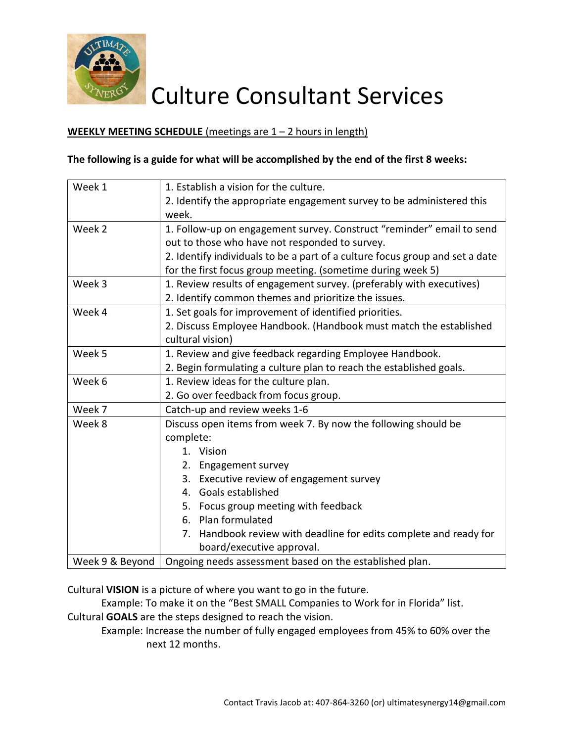# Culture Consultant Services

**WEEKLY MEETING SCHEDULE** (meetings are 1 – 2 hours in length)

**The following is a guide for what will be accomplished by the end of the first 8 weeks:**

| | |
|---|---|
| Week 1 | 1. Establish a vision for the culture.<br>2. Identify the appropriate engagement survey to be administered this week. |
| Week 2 | 1. Follow-up on engagement survey. Construct "reminder" email to send out to those who have not responded to survey.<br>2. Identify individuals to be a part of a culture focus group and set a date for the first focus group meeting. (sometime during week 5) |
| Week 3 | 1. Review results of engagement survey. (preferably with executives)<br>2. Identify common themes and prioritize the issues. |
| Week 4 | 1. Set goals for improvement of identified priorities.<br>2. Discuss Employee Handbook. (Handbook must match the established cultural vision) |
| Week 5 | 1. Review and give feedback regarding Employee Handbook.<br>2. Begin formulating a culture plan to reach the established goals. |
| Week 6 | 1. Review ideas for the culture plan.<br>2. Go over feedback from focus group. |
| Week 7 | Catch-up and review weeks 1-6 |
| Week 8 | Discuss open items from week 7. By now the following should be complete:<br>1. Vision<br>2. Engagement survey<br>3. Executive review of engagement survey<br>4. Goals established<br>5. Focus group meeting with feedback<br>6. Plan formulated<br>7. Handbook review with deadline for edits complete and ready for board/executive approval. |
| Week 9 & Beyond | Ongoing needs assessment based on the established plan. |

Cultural **VISION** is a picture of where you want to go in the future.

Example: To make it on the "Best SMALL Companies to Work for in Florida" list.

Cultural **GOALS** are the steps designed to reach the vision.

Example: Increase the number of fully engaged employees from 45% to 60% over the next 12 months.

Contact Travis Jacob at: 407-864-3260 (or) ultimatesynergy14@gmail.com